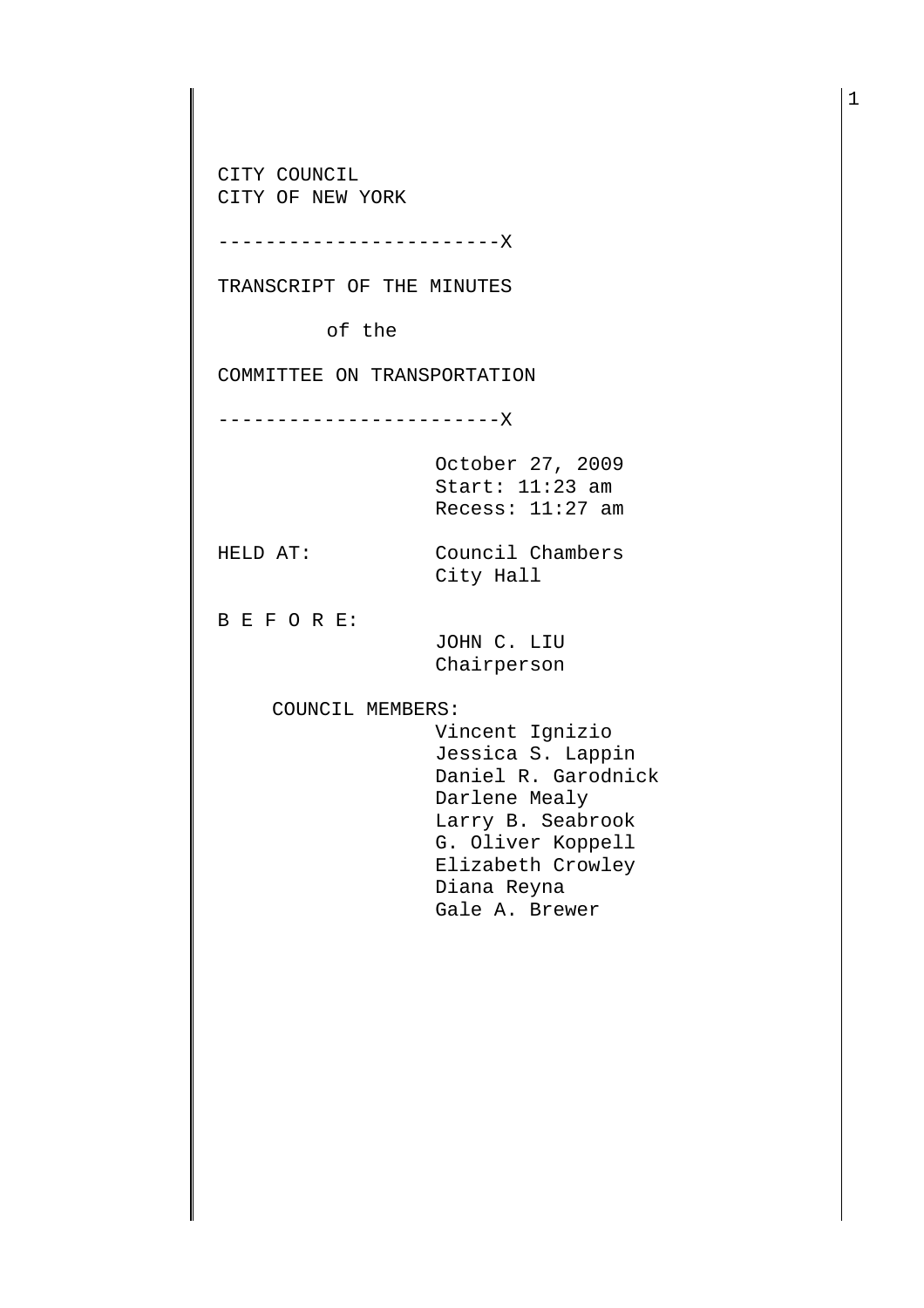CITY COUNCIL
CITY OF NEW YORK

------------------------X

TRANSCRIPT OF THE MINUTES

of the

COMMITTEE ON TRANSPORTATION

------------------------X

October 27, 2009
Start: 11:23 am
Recess: 11:27 am

HELD AT: Council Chambers
City Hall

B E F O R E:

JOHN C. LIU
Chairperson

COUNCIL MEMBERS:

Vincent Ignizio
Jessica S. Lappin
Daniel R. Garodnick
Darlene Mealy
Larry B. Seabrook
G. Oliver Koppell
Elizabeth Crowley
Diana Reyna
Gale A. Brewer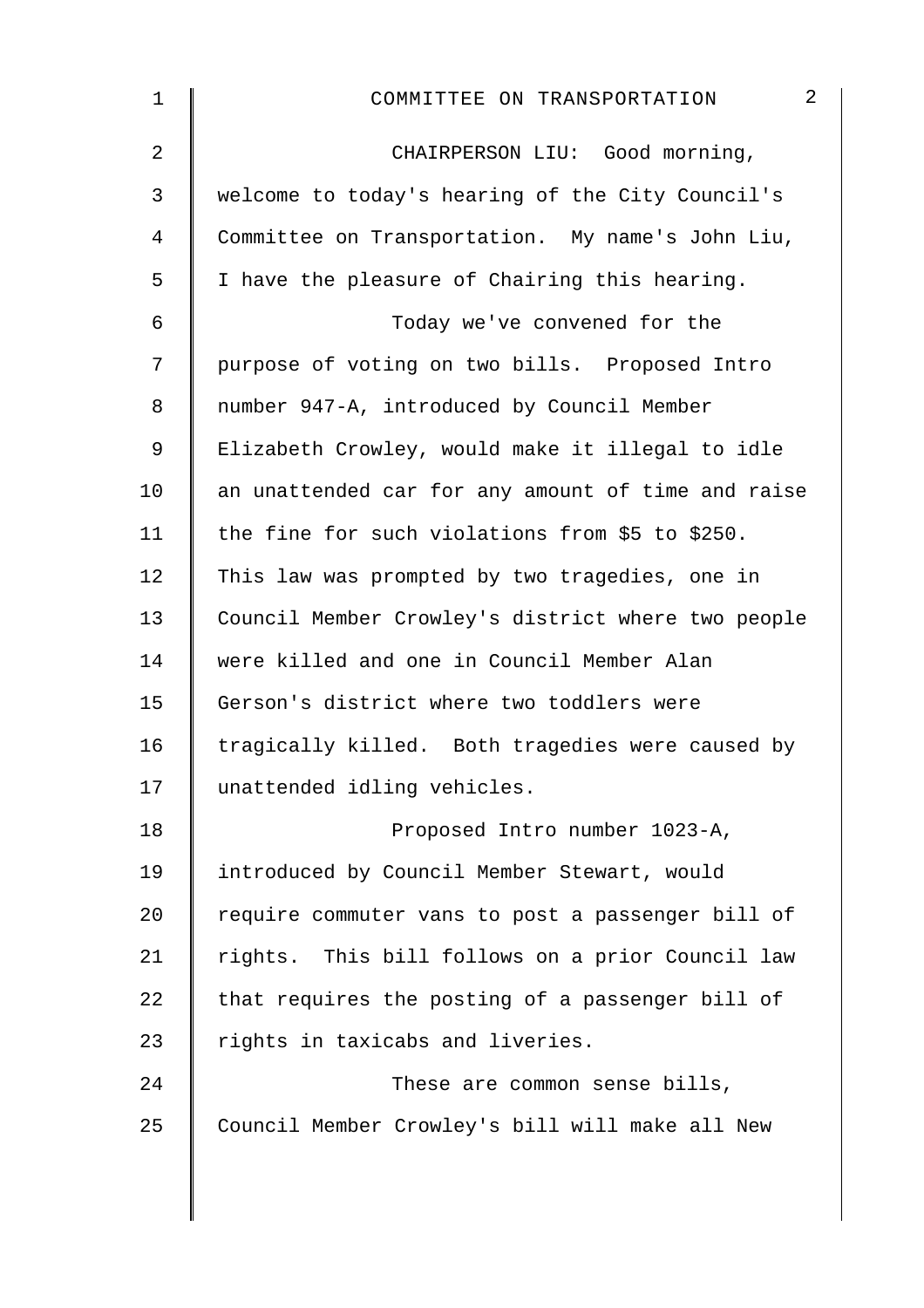CHAIRPERSON LIU: Good morning, welcome to today's hearing of the City Council's Committee on Transportation. My name's John Liu, I have the pleasure of Chairing this hearing.

Today we've convened for the purpose of voting on two bills. Proposed Intro number 947-A, introduced by Council Member Elizabeth Crowley, would make it illegal to idle an unattended car for any amount of time and raise the fine for such violations from $5 to $250. This law was prompted by two tragedies, one in Council Member Crowley's district where two people were killed and one in Council Member Alan Gerson's district where two toddlers were tragically killed. Both tragedies were caused by unattended idling vehicles.

Proposed Intro number 1023-A, introduced by Council Member Stewart, would require commuter vans to post a passenger bill of rights. This bill follows on a prior Council law that requires the posting of a passenger bill of rights in taxicabs and liveries.

These are common sense bills, Council Member Crowley's bill will make all New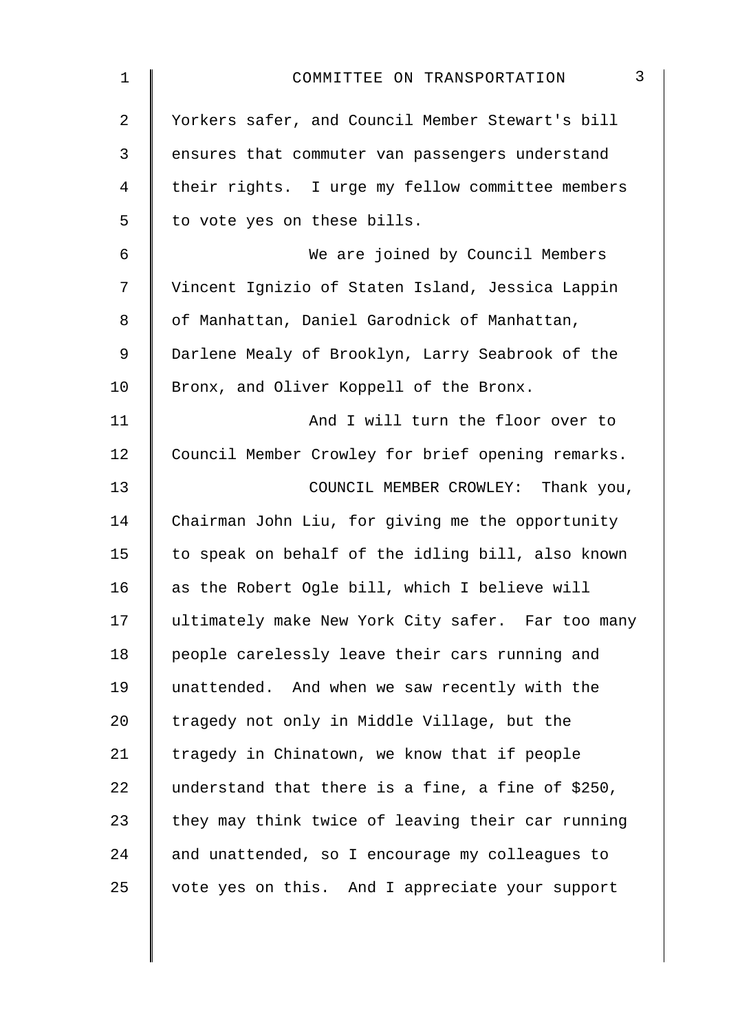Yorkers safer, and Council Member Stewart's bill ensures that commuter van passengers understand their rights. I urge my fellow committee members to vote yes on these bills.

We are joined by Council Members Vincent Ignizio of Staten Island, Jessica Lappin of Manhattan, Daniel Garodnick of Manhattan, Darlene Mealy of Brooklyn, Larry Seabrook of the Bronx, and Oliver Koppell of the Bronx.

And I will turn the floor over to Council Member Crowley for brief opening remarks.

COUNCIL MEMBER CROWLEY: Thank you, Chairman John Liu, for giving me the opportunity to speak on behalf of the idling bill, also known as the Robert Ogle bill, which I believe will ultimately make New York City safer. Far too many people carelessly leave their cars running and unattended. And when we saw recently with the tragedy not only in Middle Village, but the tragedy in Chinatown, we know that if people understand that there is a fine, a fine of $250, they may think twice of leaving their car running and unattended, so I encourage my colleagues to vote yes on this. And I appreciate your support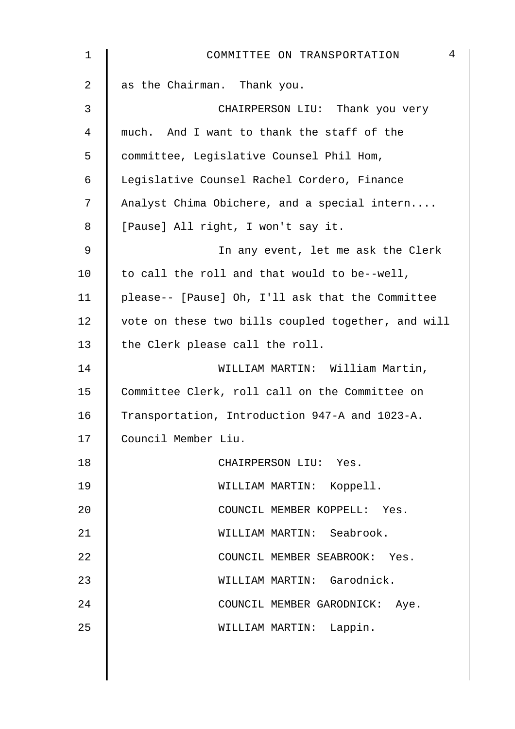as the Chairman. Thank you.

CHAIRPERSON LIU: Thank you very much. And I want to thank the staff of the committee, Legislative Counsel Phil Hom, Legislative Counsel Rachel Cordero, Finance Analyst Chima Obichere, and a special intern.... [Pause] All right, I won't say it.

In any event, let me ask the Clerk to call the roll and that would to be--well, please-- [Pause] Oh, I'll ask that the Committee vote on these two bills coupled together, and will the Clerk please call the roll.

WILLIAM MARTIN: William Martin, Committee Clerk, roll call on the Committee on Transportation, Introduction 947-A and 1023-A. Council Member Liu.

CHAIRPERSON LIU: Yes.

WILLIAM MARTIN: Koppell.

COUNCIL MEMBER KOPPELL: Yes.

WILLIAM MARTIN: Seabrook.

COUNCIL MEMBER SEABROOK: Yes.

WILLIAM MARTIN: Garodnick.

COUNCIL MEMBER GARODNICK: Aye.

WILLIAM MARTIN: Lappin.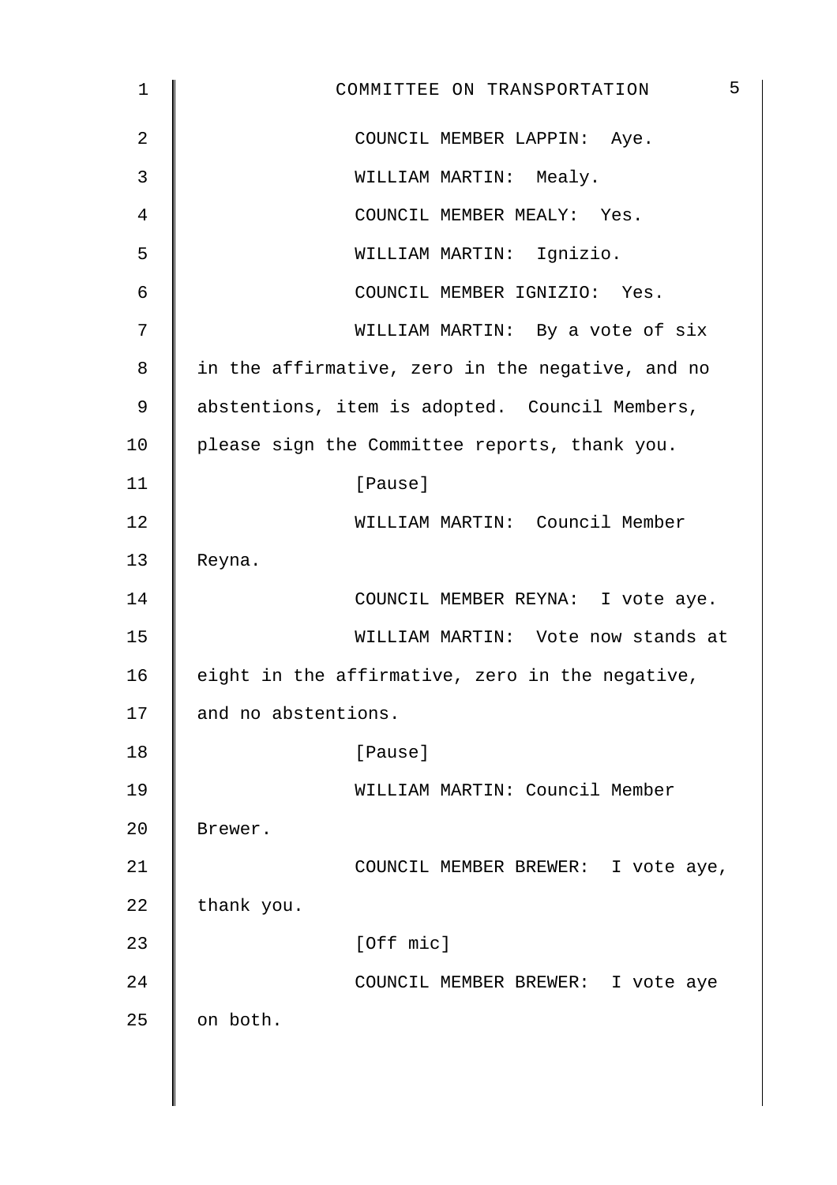COUNCIL MEMBER LAPPIN: Aye.

WILLIAM MARTIN: Mealy.

COUNCIL MEMBER MEALY: Yes.

WILLIAM MARTIN: Ignizio.

COUNCIL MEMBER IGNIZIO: Yes.

WILLIAM MARTIN: By a vote of six in the affirmative, zero in the negative, and no abstentions, item is adopted. Council Members, please sign the Committee reports, thank you.

[Pause]

WILLIAM MARTIN: Council Member Reyna.

COUNCIL MEMBER REYNA: I vote aye.

WILLIAM MARTIN: Vote now stands at eight in the affirmative, zero in the negative, and no abstentions.

[Pause]

WILLIAM MARTIN: Council Member Brewer.

COUNCIL MEMBER BREWER: I vote aye, thank you.

[Off mic]

COUNCIL MEMBER BREWER: I vote aye on both.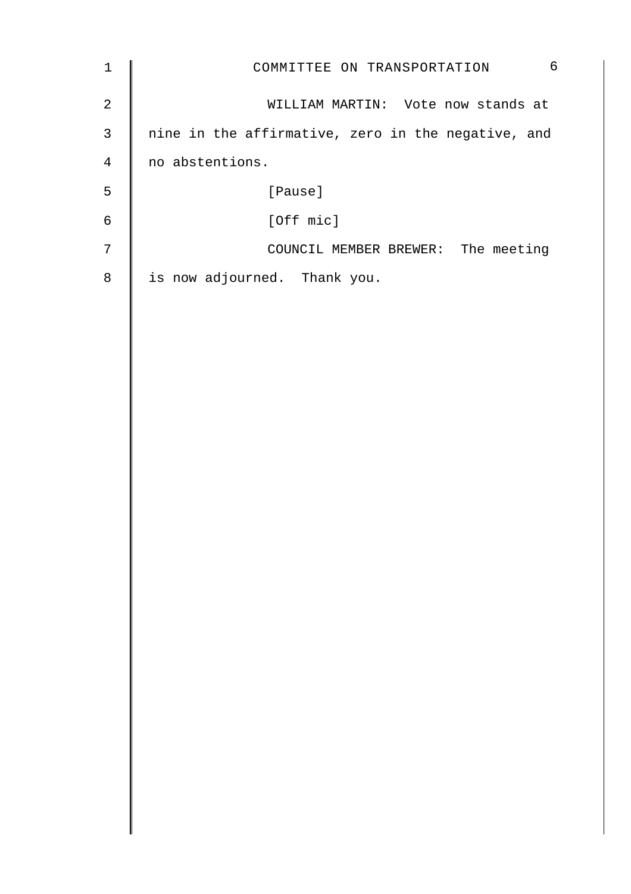WILLIAM MARTIN: Vote now stands at nine in the affirmative, zero in the negative, and no abstentions.

[Pause]

[Off mic]

COUNCIL MEMBER BREWER: The meeting is now adjourned. Thank you.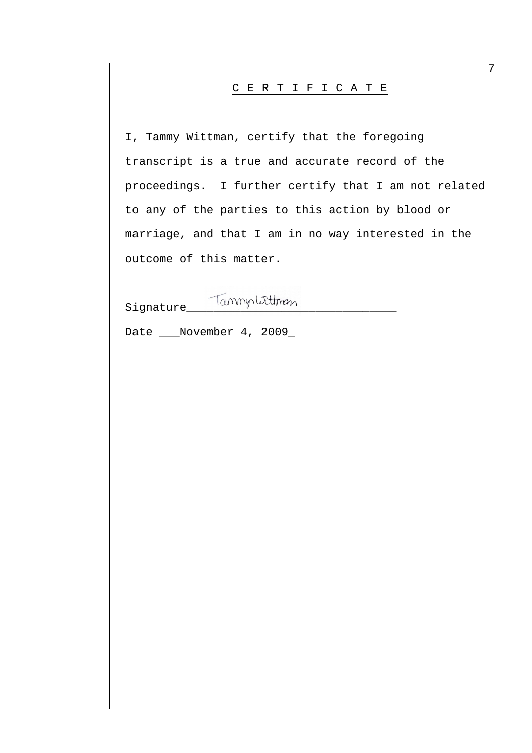# C E R T I F I C A T E

I, Tammy Wittman, certify that the foregoing transcript is a true and accurate record of the proceedings. I further certify that I am not related to any of the parties to this action by blood or marriage, and that I am in no way interested in the outcome of this matter.

Signature Tammy Wittman

Date November 4, 2009